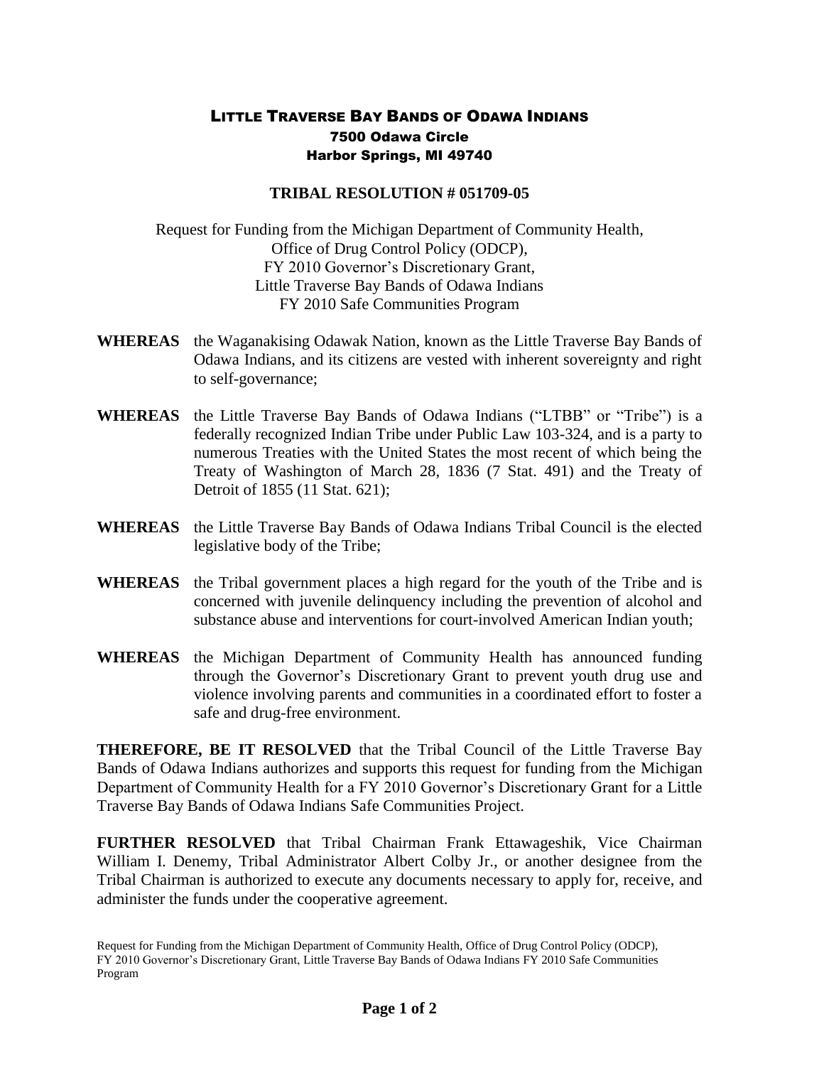# Little Traverse Bay Bands of Odawa Indians

**7500 Odawa Circle**
**Harbor Springs, MI 49740**

## TRIBAL RESOLUTION # 051709-05

Request for Funding from the Michigan Department of Community Health,
Office of Drug Control Policy (ODCP),
FY 2010 Governor's Discretionary Grant,
Little Traverse Bay Bands of Odawa Indians
FY 2010 Safe Communities Program

**WHEREAS** the Waganakising Odawak Nation, known as the Little Traverse Bay Bands of Odawa Indians, and its citizens are vested with inherent sovereignty and right to self-governance;

**WHEREAS** the Little Traverse Bay Bands of Odawa Indians ("LTBB" or "Tribe") is a federally recognized Indian Tribe under Public Law 103-324, and is a party to numerous Treaties with the United States the most recent of which being the Treaty of Washington of March 28, 1836 (7 Stat. 491) and the Treaty of Detroit of 1855 (11 Stat. 621);

**WHEREAS** the Little Traverse Bay Bands of Odawa Indians Tribal Council is the elected legislative body of the Tribe;

**WHEREAS** the Tribal government places a high regard for the youth of the Tribe and is concerned with juvenile delinquency including the prevention of alcohol and substance abuse and interventions for court-involved American Indian youth;

**WHEREAS** the Michigan Department of Community Health has announced funding through the Governor's Discretionary Grant to prevent youth drug use and violence involving parents and communities in a coordinated effort to foster a safe and drug-free environment.

**THEREFORE, BE IT RESOLVED** that the Tribal Council of the Little Traverse Bay Bands of Odawa Indians authorizes and supports this request for funding from the Michigan Department of Community Health for a FY 2010 Governor's Discretionary Grant for a Little Traverse Bay Bands of Odawa Indians Safe Communities Project.

**FURTHER RESOLVED** that Tribal Chairman Frank Ettawageshik, Vice Chairman William I. Denemy, Tribal Administrator Albert Colby Jr., or another designee from the Tribal Chairman is authorized to execute any documents necessary to apply for, receive, and administer the funds under the cooperative agreement.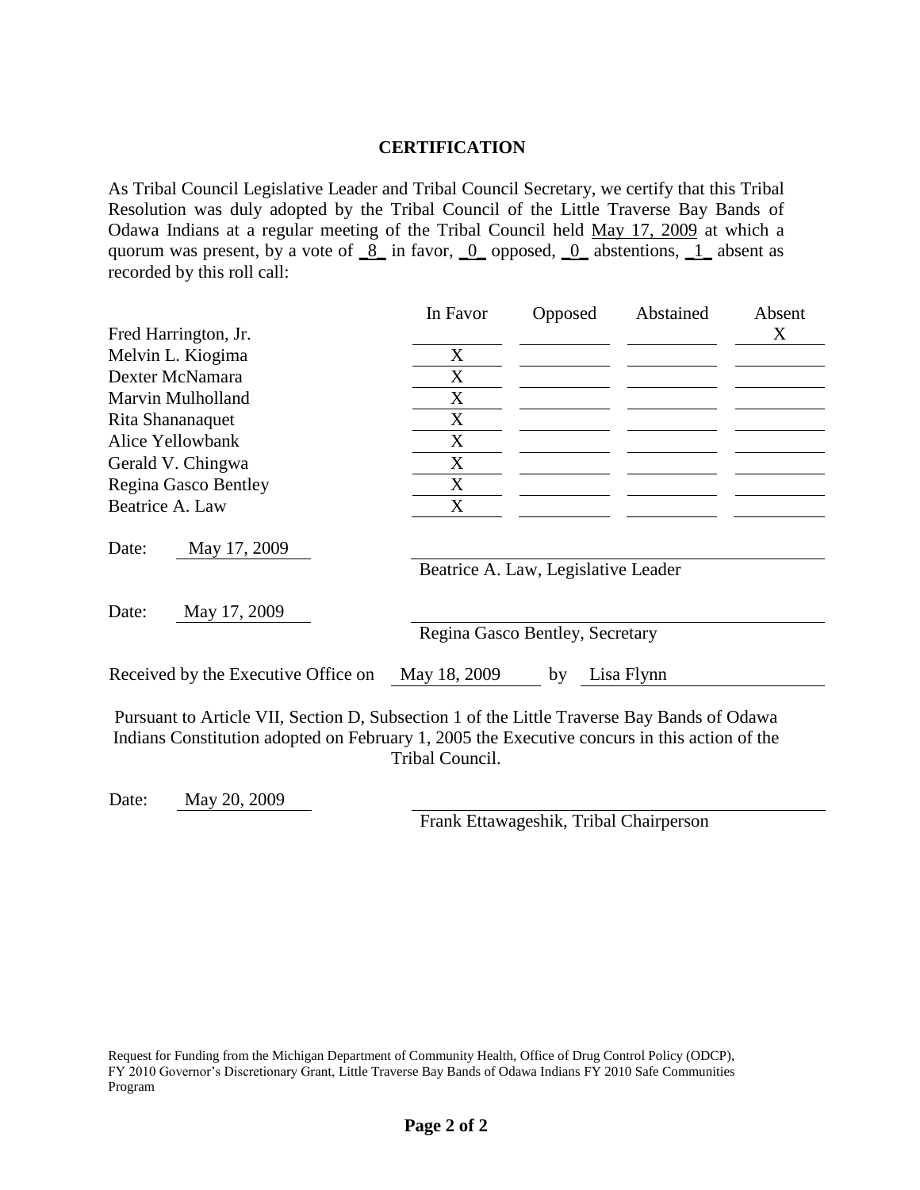## CERTIFICATION

As Tribal Council Legislative Leader and Tribal Council Secretary, we certify that this Tribal Resolution was duly adopted by the Tribal Council of the Little Traverse Bay Bands of Odawa Indians at a regular meeting of the Tribal Council held May 17, 2009 at which a quorum was present, by a vote of 8 in favor, 0 opposed, 0 abstentions, 1 absent as recorded by this roll call:

| | In Favor | Opposed | Abstained | Absent |
|---|---|---|---|---|
| Fred Harrington, Jr. | | | | X |
| Melvin L. Kiogima | X | | | |
| Dexter McNamara | X | | | |
| Marvin Mulholland | X | | | |
| Rita Shananaquet | X | | | |
| Alice Yellowbank | X | | | |
| Gerald V. Chingwa | X | | | |
| Regina Gasco Bentley | X | | | |
| Beatrice A. Law | X | | | |

Date: May 17, 2009

Beatrice A. Law, Legislative Leader

Date: May 17, 2009

Regina Gasco Bentley, Secretary

Received by the Executive Office on May 18, 2009 by Lisa Flynn

Pursuant to Article VII, Section D, Subsection 1 of the Little Traverse Bay Bands of Odawa Indians Constitution adopted on February 1, 2005 the Executive concurs in this action of the Tribal Council.

Date: May 20, 2009

Frank Ettawageshik, Tribal Chairperson

Request for Funding from the Michigan Department of Community Health, Office of Drug Control Policy (ODCP), FY 2010 Governor's Discretionary Grant, Little Traverse Bay Bands of Odawa Indians FY 2010 Safe Communities Program